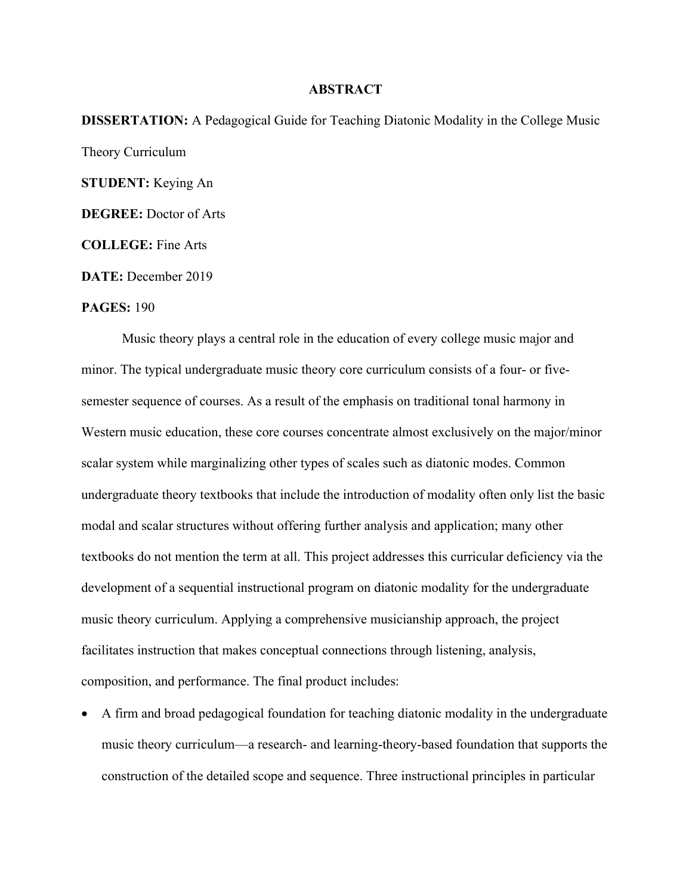# ABSTRACT

**DISSERTATION:** A Pedagogical Guide for Teaching Diatonic Modality in the College Music Theory Curriculum

**STUDENT:** Keying An

**DEGREE:** Doctor of Arts

**COLLEGE:** Fine Arts

**DATE:** December 2019

**PAGES:** 190

Music theory plays a central role in the education of every college music major and minor. The typical undergraduate music theory core curriculum consists of a four- or five-semester sequence of courses. As a result of the emphasis on traditional tonal harmony in Western music education, these core courses concentrate almost exclusively on the major/minor scalar system while marginalizing other types of scales such as diatonic modes. Common undergraduate theory textbooks that include the introduction of modality often only list the basic modal and scalar structures without offering further analysis and application; many other textbooks do not mention the term at all. This project addresses this curricular deficiency via the development of a sequential instructional program on diatonic modality for the undergraduate music theory curriculum. Applying a comprehensive musicianship approach, the project facilitates instruction that makes conceptual connections through listening, analysis, composition, and performance. The final product includes:

- A firm and broad pedagogical foundation for teaching diatonic modality in the undergraduate music theory curriculum—a research- and learning-theory-based foundation that supports the construction of the detailed scope and sequence. Three instructional principles in particular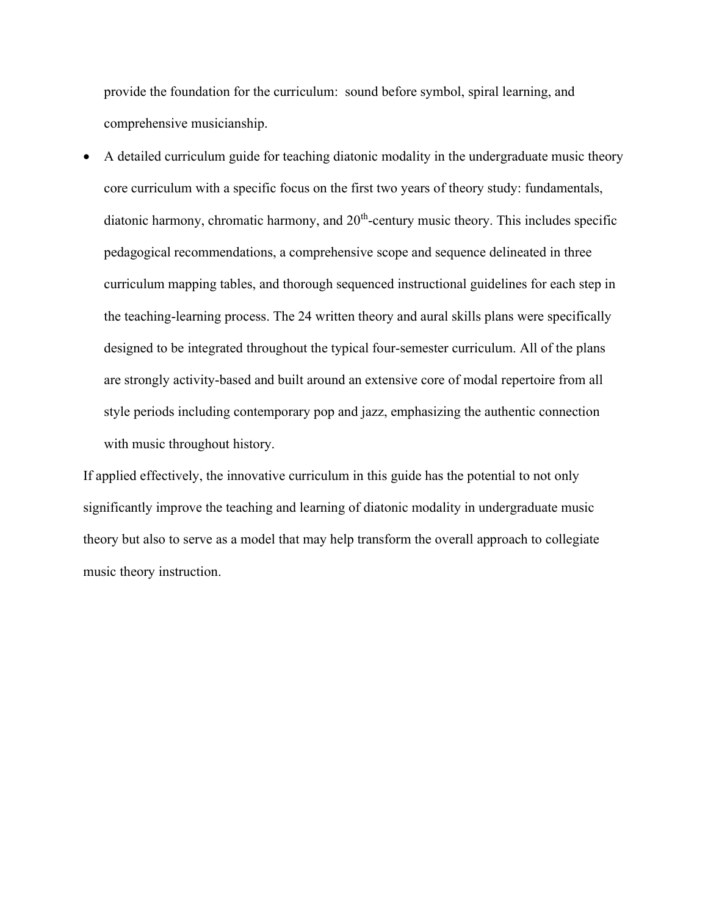provide the foundation for the curriculum: sound before symbol, spiral learning, and comprehensive musicianship.

- A detailed curriculum guide for teaching diatonic modality in the undergraduate music theory core curriculum with a specific focus on the first two years of theory study: fundamentals, diatonic harmony, chromatic harmony, and 20th-century music theory. This includes specific pedagogical recommendations, a comprehensive scope and sequence delineated in three curriculum mapping tables, and thorough sequenced instructional guidelines for each step in the teaching-learning process. The 24 written theory and aural skills plans were specifically designed to be integrated throughout the typical four-semester curriculum. All of the plans are strongly activity-based and built around an extensive core of modal repertoire from all style periods including contemporary pop and jazz, emphasizing the authentic connection with music throughout history.

If applied effectively, the innovative curriculum in this guide has the potential to not only significantly improve the teaching and learning of diatonic modality in undergraduate music theory but also to serve as a model that may help transform the overall approach to collegiate music theory instruction.